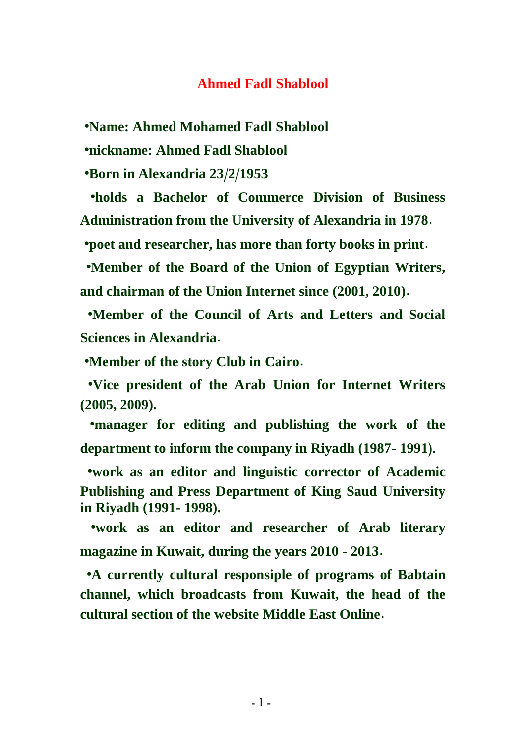# Ahmed Fadl Shablool

- **Name: Ahmed Mohamed Fadl Shablool**
- **nickname: Ahmed Fadl Shablool**
- **Born in Alexandria 23/2/1953**
- **holds a Bachelor of Commerce Division of Business Administration from the University of Alexandria in 1978.**
- **poet and researcher, has more than forty books in print.**
- **Member of the Board of the Union of Egyptian Writers, and chairman of the Union Internet since (2001, 2010).**
- **Member of the Council of Arts and Letters and Social Sciences in Alexandria.**
- **Member of the story Club in Cairo.**
- **Vice president of the Arab Union for Internet Writers (2005, 2009).**
- **manager for editing and publishing the work of the department to inform the company in Riyadh (1987- 1991).**
- **work as an editor and linguistic corrector of Academic Publishing and Press Department of King Saud University in Riyadh (1991- 1998).**
- **work as an editor and researcher of Arab literary magazine in Kuwait, during the years 2010 - 2013.**
- **A currently cultural responsiple of programs of Babtain channel, which broadcasts from Kuwait, the head of the cultural section of the website Middle East Online.**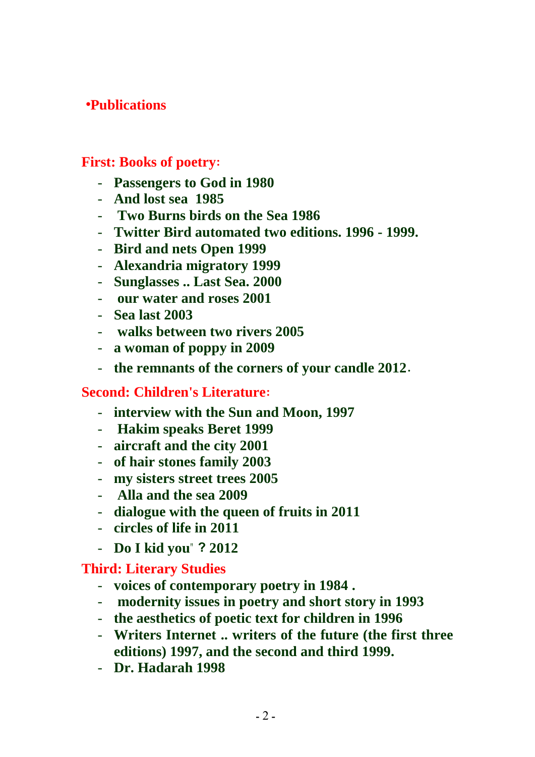## •Publications

### First: Books of poetry:

- Passengers to God in 1980
- And lost sea 1985
- Two Burns birds on the Sea 1986
- Twitter Bird automated two editions. 1996 - 1999.
- Bird and nets Open 1999
- Alexandria migratory 1999
- Sunglasses .. Last Sea. 2000
- our water and roses 2001
- Sea last 2003
- walks between two rivers 2005
- a woman of poppy in 2009
- the remnants of the corners of your candle 2012.

### Second: Children's Literature:

- interview with the Sun and Moon, 1997
- Hakim speaks Beret 1999
- aircraft and the city 2001
- of hair stones family 2003
- my sisters street trees 2005
- Alla and the sea 2009
- dialogue with the queen of fruits in 2011
- circles of life in 2011
- Do I kid you" ? 2012

### Third: Literary Studies

- voices of contemporary poetry in 1984 .
- modernity issues in poetry and short story in 1993
- the aesthetics of poetic text for children in 1996
- Writers Internet .. writers of the future (the first three editions) 1997, and the second and third 1999.
- Dr. Hadarah 1998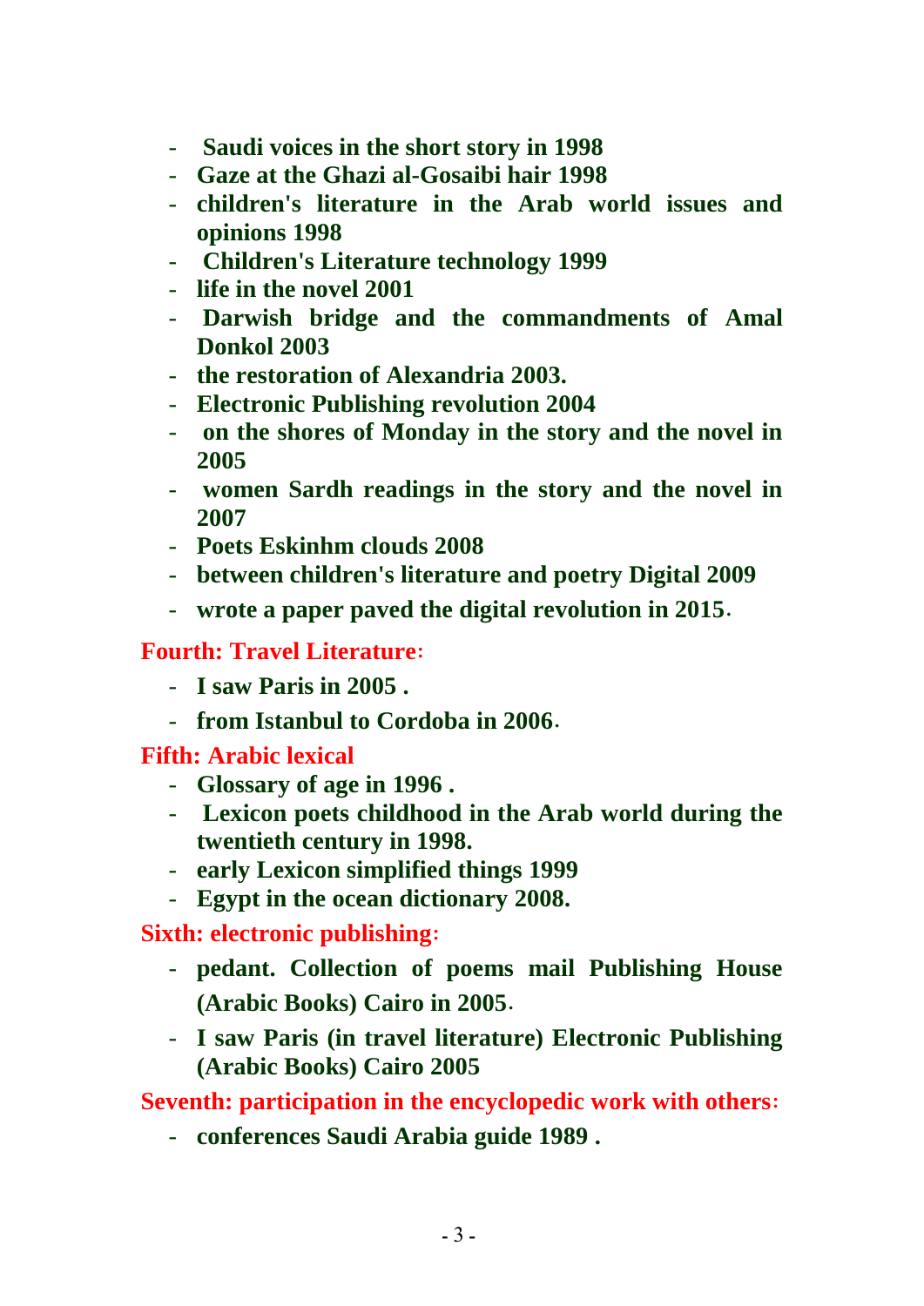- **Saudi voices in the short story in 1998**
- **Gaze at the Ghazi al-Gosaibi hair 1998**
- **children's literature in the Arab world issues and opinions 1998**
- **Children's Literature technology 1999**
- **life in the novel 2001**
- **Darwish bridge and the commandments of Amal Donkol 2003**
- **the restoration of Alexandria 2003.**
- **Electronic Publishing revolution 2004**
- **on the shores of Monday in the story and the novel in 2005**
- **women Sardh readings in the story and the novel in 2007**
- **Poets Eskinhm clouds 2008**
- **between children's literature and poetry Digital 2009**
- **wrote a paper paved the digital revolution in 2015.**

**Fourth: Travel Literature:**

- **I saw Paris in 2005 .**
- **from Istanbul to Cordoba in 2006.**

**Fifth: Arabic lexical**

- **Glossary of age in 1996 .**
- **Lexicon poets childhood in the Arab world during the twentieth century in 1998.**
- **early Lexicon simplified things 1999**
- **Egypt in the ocean dictionary 2008.**

**Sixth: electronic publishing:**

- **pedant. Collection of poems mail Publishing House (Arabic Books) Cairo in 2005.**
- **I saw Paris (in travel literature) Electronic Publishing (Arabic Books) Cairo 2005**

**Seventh: participation in the encyclopedic work with others:**

- **conferences Saudi Arabia guide 1989 .**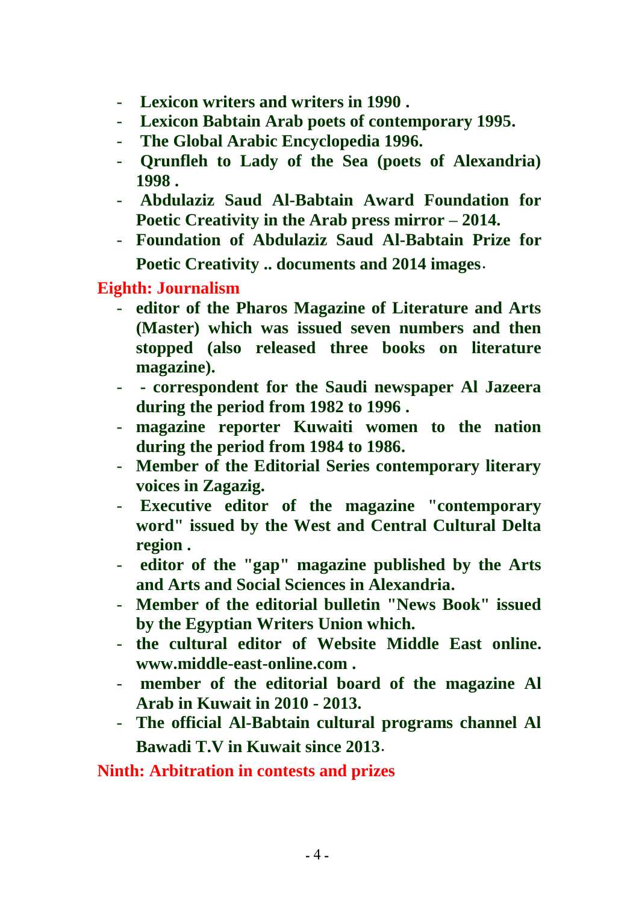- **Lexicon writers and writers in 1990 .**
- **Lexicon Babtain Arab poets of contemporary 1995.**
- **The Global Arabic Encyclopedia 1996.**
- **Qrunfleh to Lady of the Sea (poets of Alexandria) 1998 .**
- **Abdulaziz Saud Al-Babtain Award Foundation for Poetic Creativity in the Arab press mirror – 2014.**
- **Foundation of Abdulaziz Saud Al-Babtain Prize for Poetic Creativity .. documents and 2014 images.**

## Eighth: Journalism

- **editor of the Pharos Magazine of Literature and Arts (Master) which was issued seven numbers and then stopped (also released three books on literature magazine).**
- **- correspondent for the Saudi newspaper Al Jazeera during the period from 1982 to 1996 .**
- **magazine reporter Kuwaiti women to the nation during the period from 1984 to 1986.**
- **Member of the Editorial Series contemporary literary voices in Zagazig.**
- **Executive editor of the magazine "contemporary word" issued by the West and Central Cultural Delta region .**
- **editor of the "gap" magazine published by the Arts and Arts and Social Sciences in Alexandria.**
- **Member of the editorial bulletin "News Book" issued by the Egyptian Writers Union which.**
- **the cultural editor of Website Middle East online. www.middle-east-online.com .**
- **member of the editorial board of the magazine Al Arab in Kuwait in 2010 - 2013.**
- **The official Al-Babtain cultural programs channel Al Bawadi T.V in Kuwait since 2013.**

## Ninth: Arbitration in contests and prizes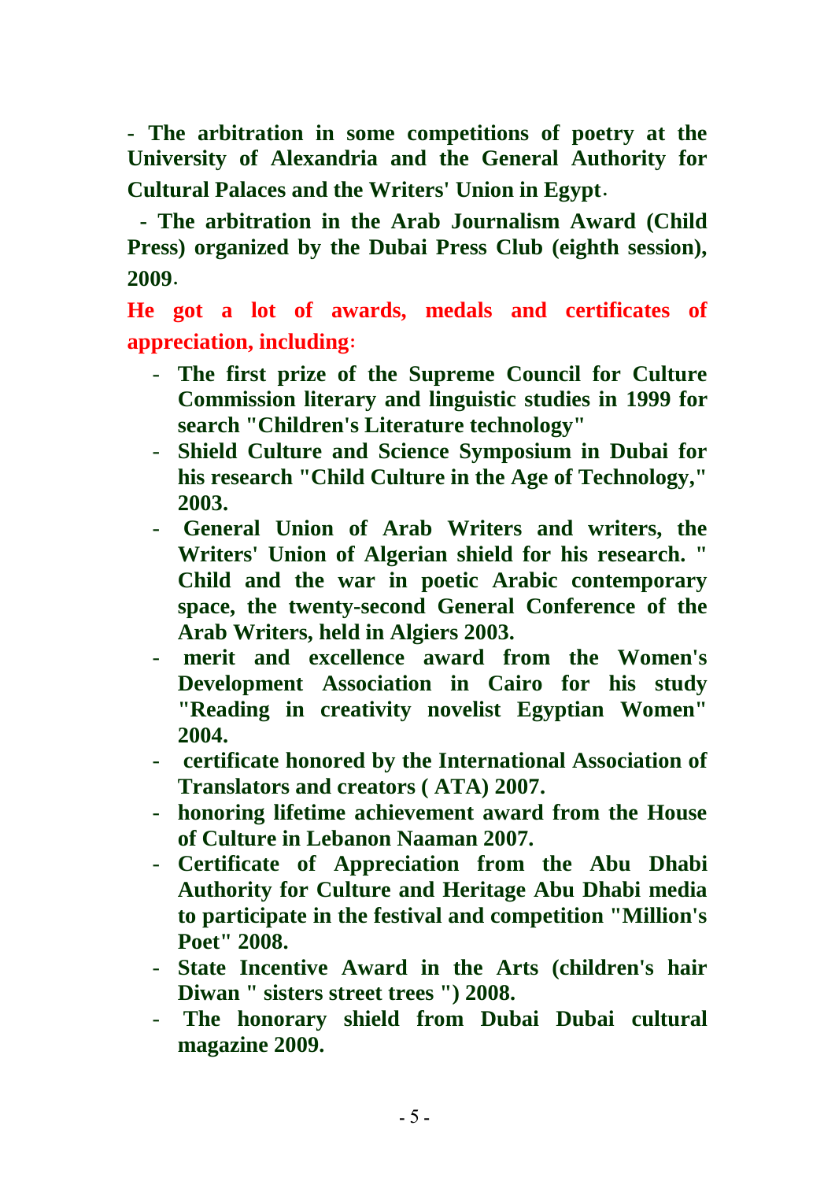**- The arbitration in some competitions of poetry at the University of Alexandria and the General Authority for Cultural Palaces and the Writers' Union in Egypt.**

**- The arbitration in the Arab Journalism Award (Child Press) organized by the Dubai Press Club (eighth session), 2009.**

**He got a lot of awards, medals and certificates of appreciation, including:**

- **The first prize of the Supreme Council for Culture Commission literary and linguistic studies in 1999 for search "Children's Literature technology"**
- **Shield Culture and Science Symposium in Dubai for his research "Child Culture in the Age of Technology," 2003.**
- **General Union of Arab Writers and writers, the Writers' Union of Algerian shield for his research. " Child and the war in poetic Arabic contemporary space, the twenty-second General Conference of the Arab Writers, held in Algiers 2003.**
- **merit and excellence award from the Women's Development Association in Cairo for his study "Reading in creativity novelist Egyptian Women" 2004.**
- **certificate honored by the International Association of Translators and creators ( ATA) 2007.**
- **honoring lifetime achievement award from the House of Culture in Lebanon Naaman 2007.**
- **Certificate of Appreciation from the Abu Dhabi Authority for Culture and Heritage Abu Dhabi media to participate in the festival and competition "Million's Poet" 2008.**
- **State Incentive Award in the Arts (children's hair Diwan " sisters street trees ") 2008.**
- **The honorary shield from Dubai Dubai cultural magazine 2009.**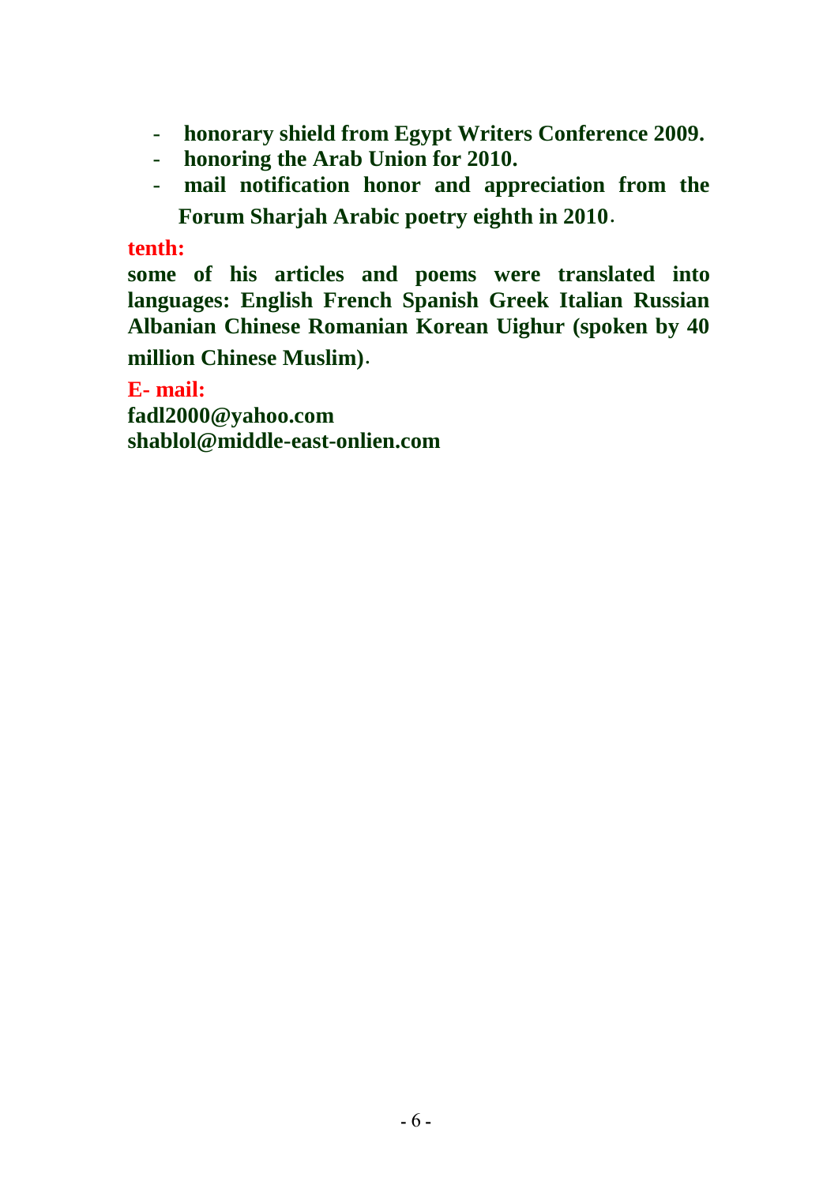- **honorary shield from Egypt Writers Conference 2009.**
- **honoring the Arab Union for 2010.**
- **mail notification honor and appreciation from the Forum Sharjah Arabic poetry eighth in 2010.**

**tenth:**

**some of his articles and poems were translated into languages: English French Spanish Greek Italian Russian Albanian Chinese Romanian Korean Uighur (spoken by 40 million Chinese Muslim).**

**E- mail:**

**fadl2000@yahoo.com**
**shablol@middle-east-onlien.com**